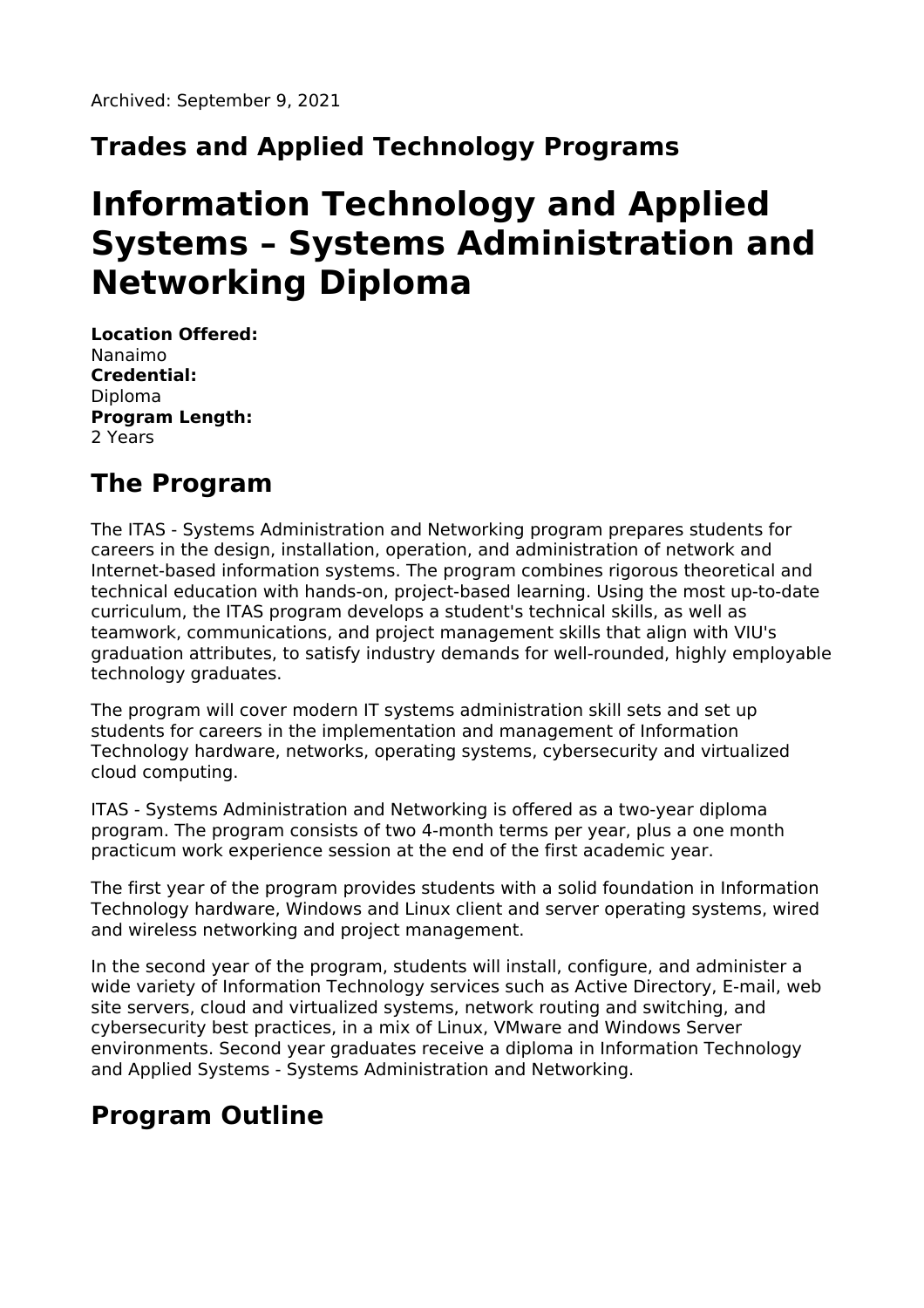Archived: September 9, 2021

## Trades and Applied Technology Programs

# Information Technology and Applied Systems – Systems Administration and Networking Diploma

**Location Offered:**
Nanaimo
**Credential:**
Diploma
**Program Length:**
2 Years

## The Program

The ITAS - Systems Administration and Networking program prepares students for careers in the design, installation, operation, and administration of network and Internet-based information systems. The program combines rigorous theoretical and technical education with hands-on, project-based learning. Using the most up-to-date curriculum, the ITAS program develops a student's technical skills, as well as teamwork, communications, and project management skills that align with VIU's graduation attributes, to satisfy industry demands for well-rounded, highly employable technology graduates.

The program will cover modern IT systems administration skill sets and set up students for careers in the implementation and management of Information Technology hardware, networks, operating systems, cybersecurity and virtualized cloud computing.

ITAS - Systems Administration and Networking is offered as a two-year diploma program. The program consists of two 4-month terms per year, plus a one month practicum work experience session at the end of the first academic year.

The first year of the program provides students with a solid foundation in Information Technology hardware, Windows and Linux client and server operating systems, wired and wireless networking and project management.

In the second year of the program, students will install, configure, and administer a wide variety of Information Technology services such as Active Directory, E-mail, web site servers, cloud and virtualized systems, network routing and switching, and cybersecurity best practices, in a mix of Linux, VMware and Windows Server environments. Second year graduates receive a diploma in Information Technology and Applied Systems - Systems Administration and Networking.

## Program Outline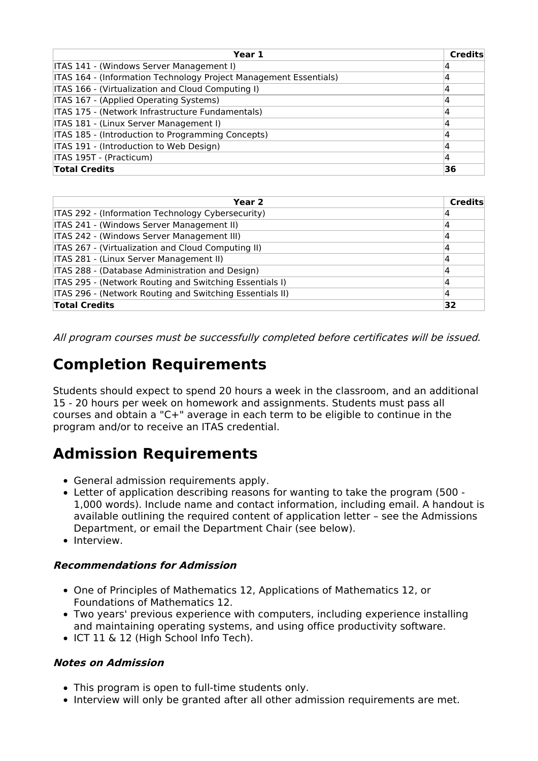| Year 1 | Credits |
|---|---|
| ITAS 141 - (Windows Server Management I) | 4 |
| ITAS 164 - (Information Technology Project Management Essentials) | 4 |
| ITAS 166 - (Virtualization and Cloud Computing I) | 4 |
| ITAS 167 - (Applied Operating Systems) | 4 |
| ITAS 175 - (Network Infrastructure Fundamentals) | 4 |
| ITAS 181 - (Linux Server Management I) | 4 |
| ITAS 185 - (Introduction to Programming Concepts) | 4 |
| ITAS 191 - (Introduction to Web Design) | 4 |
| ITAS 195T - (Practicum) | 4 |
| **Total Credits** | **36** |

| Year 2 | Credits |
|---|---|
| ITAS 292 - (Information Technology Cybersecurity) | 4 |
| ITAS 241 - (Windows Server Management II) | 4 |
| ITAS 242 - (Windows Server Management III) | 4 |
| ITAS 267 - (Virtualization and Cloud Computing II) | 4 |
| ITAS 281 - (Linux Server Management II) | 4 |
| ITAS 288 - (Database Administration and Design) | 4 |
| ITAS 295 - (Network Routing and Switching Essentials I) | 4 |
| ITAS 296 - (Network Routing and Switching Essentials II) | 4 |
| **Total Credits** | **32** |

*All program courses must be successfully completed before certificates will be issued.*

# Completion Requirements

Students should expect to spend 20 hours a week in the classroom, and an additional 15 - 20 hours per week on homework and assignments. Students must pass all courses and obtain a "C+" average in each term to be eligible to continue in the program and/or to receive an ITAS credential.

# Admission Requirements

- General admission requirements apply.
- Letter of application describing reasons for wanting to take the program (500 - 1,000 words). Include name and contact information, including email. A handout is available outlining the required content of application letter – see the Admissions Department, or email the Department Chair (see below).
- Interview.

### *Recommendations for Admission*

- One of Principles of Mathematics 12, Applications of Mathematics 12, or Foundations of Mathematics 12.
- Two years' previous experience with computers, including experience installing and maintaining operating systems, and using office productivity software.
- ICT 11 & 12 (High School Info Tech).

### *Notes on Admission*

- This program is open to full-time students only.
- Interview will only be granted after all other admission requirements are met.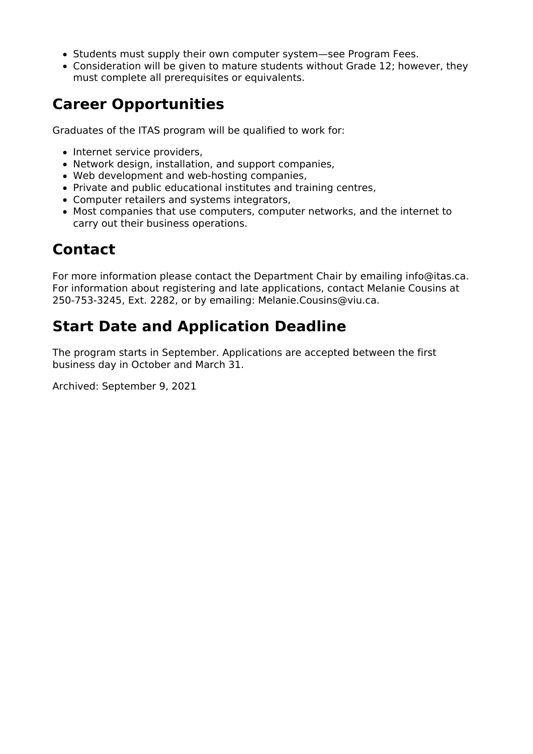- Students must supply their own computer system—see Program Fees.
- Consideration will be given to mature students without Grade 12; however, they must complete all prerequisites or equivalents.

## Career Opportunities

Graduates of the ITAS program will be qualified to work for:

- Internet service providers,
- Network design, installation, and support companies,
- Web development and web-hosting companies,
- Private and public educational institutes and training centres,
- Computer retailers and systems integrators,
- Most companies that use computers, computer networks, and the internet to carry out their business operations.

## Contact

For more information please contact the Department Chair by emailing info@itas.ca. For information about registering and late applications, contact Melanie Cousins at 250-753-3245, Ext. 2282, or by emailing: Melanie.Cousins@viu.ca.

## Start Date and Application Deadline

The program starts in September. Applications are accepted between the first business day in October and March 31.

Archived: September 9, 2021